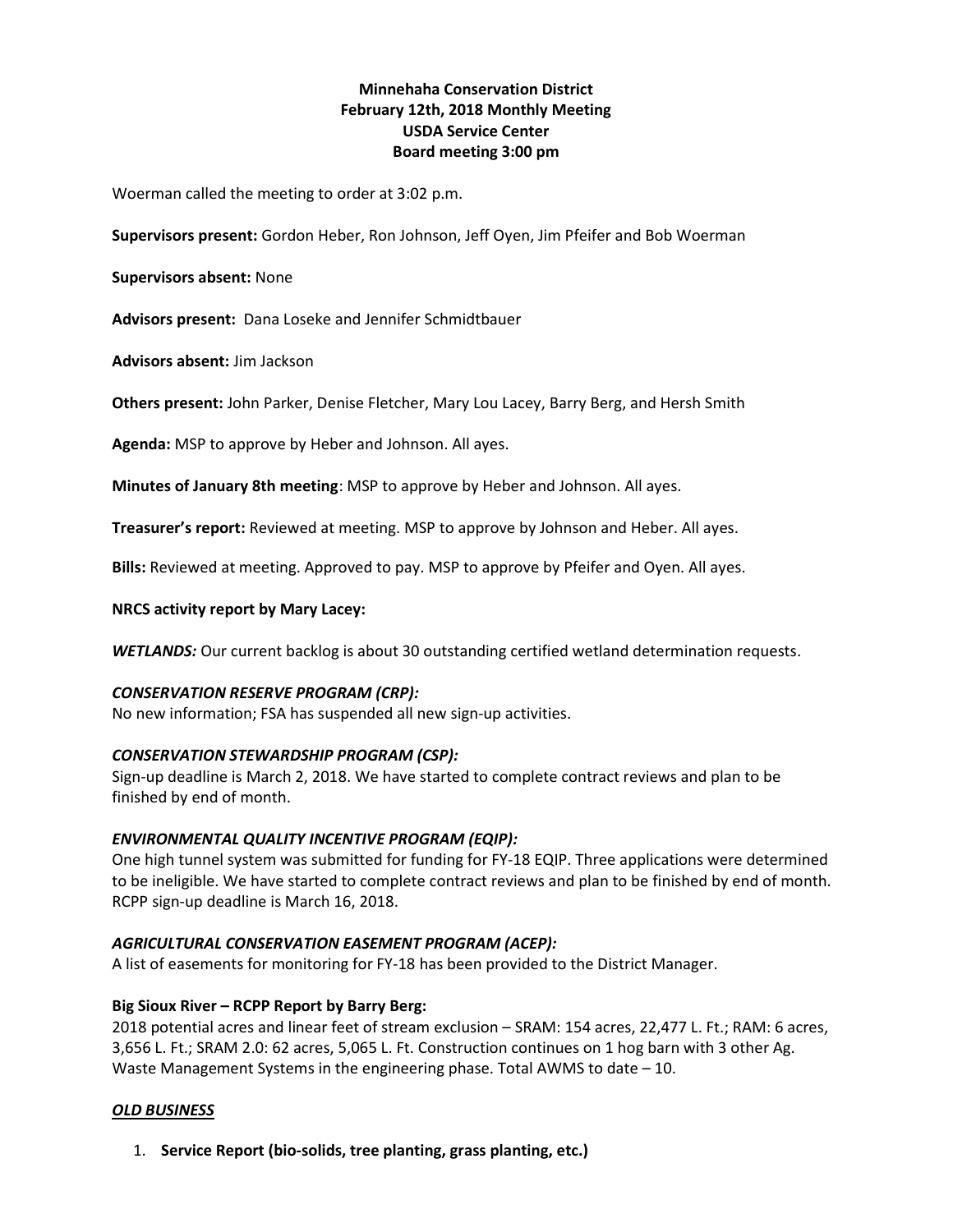**Minnehaha Conservation District**
**February 12th, 2018 Monthly Meeting**
**USDA Service Center**
**Board meeting 3:00 pm**

Woerman called the meeting to order at 3:02 p.m.

**Supervisors present:** Gordon Heber, Ron Johnson, Jeff Oyen, Jim Pfeifer and Bob Woerman

**Supervisors absent:** None

**Advisors present:** Dana Loseke and Jennifer Schmidtbauer

**Advisors absent:** Jim Jackson

**Others present:** John Parker, Denise Fletcher, Mary Lou Lacey, Barry Berg, and Hersh Smith

**Agenda:** MSP to approve by Heber and Johnson. All ayes.

**Minutes of January 8th meeting**: MSP to approve by Heber and Johnson. All ayes.

**Treasurer's report:** Reviewed at meeting. MSP to approve by Johnson and Heber. All ayes.

**Bills:** Reviewed at meeting. Approved to pay. MSP to approve by Pfeifer and Oyen. All ayes.

**NRCS activity report by Mary Lacey:**

***WETLANDS:*** Our current backlog is about 30 outstanding certified wetland determination requests.

***CONSERVATION RESERVE PROGRAM (CRP):***
No new information; FSA has suspended all new sign-up activities.

***CONSERVATION STEWARDSHIP PROGRAM (CSP):***
Sign-up deadline is March 2, 2018. We have started to complete contract reviews and plan to be finished by end of month.

***ENVIRONMENTAL QUALITY INCENTIVE PROGRAM (EQIP):***
One high tunnel system was submitted for funding for FY-18 EQIP. Three applications were determined to be ineligible. We have started to complete contract reviews and plan to be finished by end of month. RCPP sign-up deadline is March 16, 2018.

***AGRICULTURAL CONSERVATION EASEMENT PROGRAM (ACEP):***
A list of easements for monitoring for FY-18 has been provided to the District Manager.

**Big Sioux River – RCPP Report by Barry Berg:**
2018 potential acres and linear feet of stream exclusion – SRAM: 154 acres, 22,477 L. Ft.; RAM: 6 acres, 3,656 L. Ft.; SRAM 2.0: 62 acres, 5,065 L. Ft. Construction continues on 1 hog barn with 3 other Ag. Waste Management Systems in the engineering phase. Total AWMS to date – 10.

***OLD BUSINESS***

1. **Service Report (bio-solids, tree planting, grass planting, etc.)**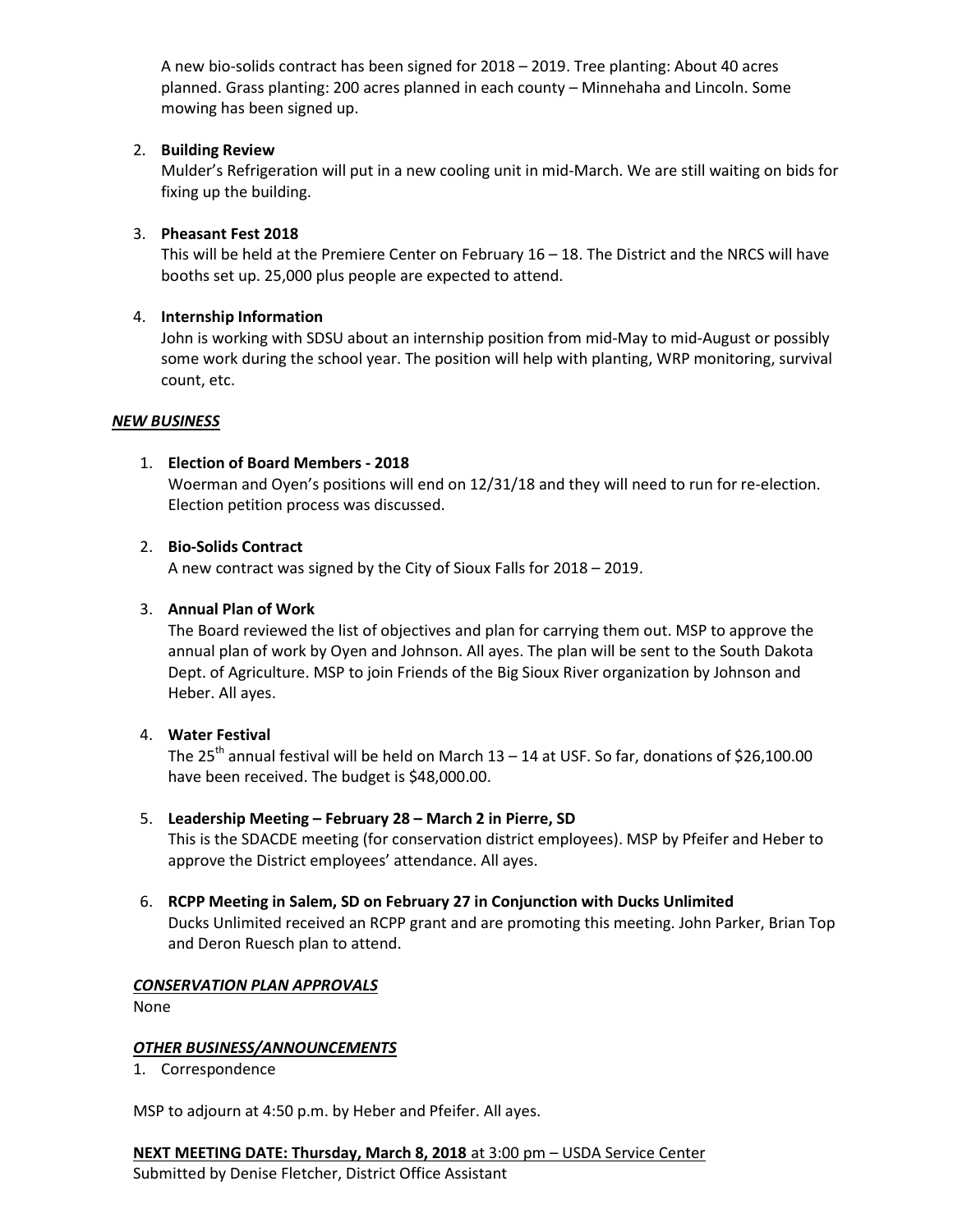A new bio-solids contract has been signed for 2018 – 2019. Tree planting: About 40 acres planned. Grass planting: 200 acres planned in each county – Minnehaha and Lincoln. Some mowing has been signed up.

2. **Building Review**
   Mulder's Refrigeration will put in a new cooling unit in mid-March. We are still waiting on bids for fixing up the building.

3. **Pheasant Fest 2018**
   This will be held at the Premiere Center on February 16 – 18. The District and the NRCS will have booths set up. 25,000 plus people are expected to attend.

4. **Internship Information**
   John is working with SDSU about an internship position from mid-May to mid-August or possibly some work during the school year. The position will help with planting, WRP monitoring, survival count, etc.

***NEW BUSINESS***

1. **Election of Board Members - 2018**
   Woerman and Oyen's positions will end on 12/31/18 and they will need to run for re-election. Election petition process was discussed.

2. **Bio-Solids Contract**
   A new contract was signed by the City of Sioux Falls for 2018 – 2019.

3. **Annual Plan of Work**
   The Board reviewed the list of objectives and plan for carrying them out. MSP to approve the annual plan of work by Oyen and Johnson. All ayes. The plan will be sent to the South Dakota Dept. of Agriculture. MSP to join Friends of the Big Sioux River organization by Johnson and Heber. All ayes.

4. **Water Festival**
   The 25th annual festival will be held on March 13 – 14 at USF. So far, donations of $26,100.00 have been received. The budget is $48,000.00.

5. **Leadership Meeting – February 28 – March 2 in Pierre, SD**
   This is the SDACDE meeting (for conservation district employees). MSP by Pfeifer and Heber to approve the District employees' attendance. All ayes.

6. **RCPP Meeting in Salem, SD on February 27 in Conjunction with Ducks Unlimited**
   Ducks Unlimited received an RCPP grant and are promoting this meeting. John Parker, Brian Top and Deron Ruesch plan to attend.

***CONSERVATION PLAN APPROVALS***

None

***OTHER BUSINESS/ANNOUNCEMENTS***

1. Correspondence

MSP to adjourn at 4:50 p.m. by Heber and Pfeifer. All ayes.

**NEXT MEETING DATE: Thursday, March 8, 2018** at 3:00 pm – USDA Service Center
Submitted by Denise Fletcher, District Office Assistant